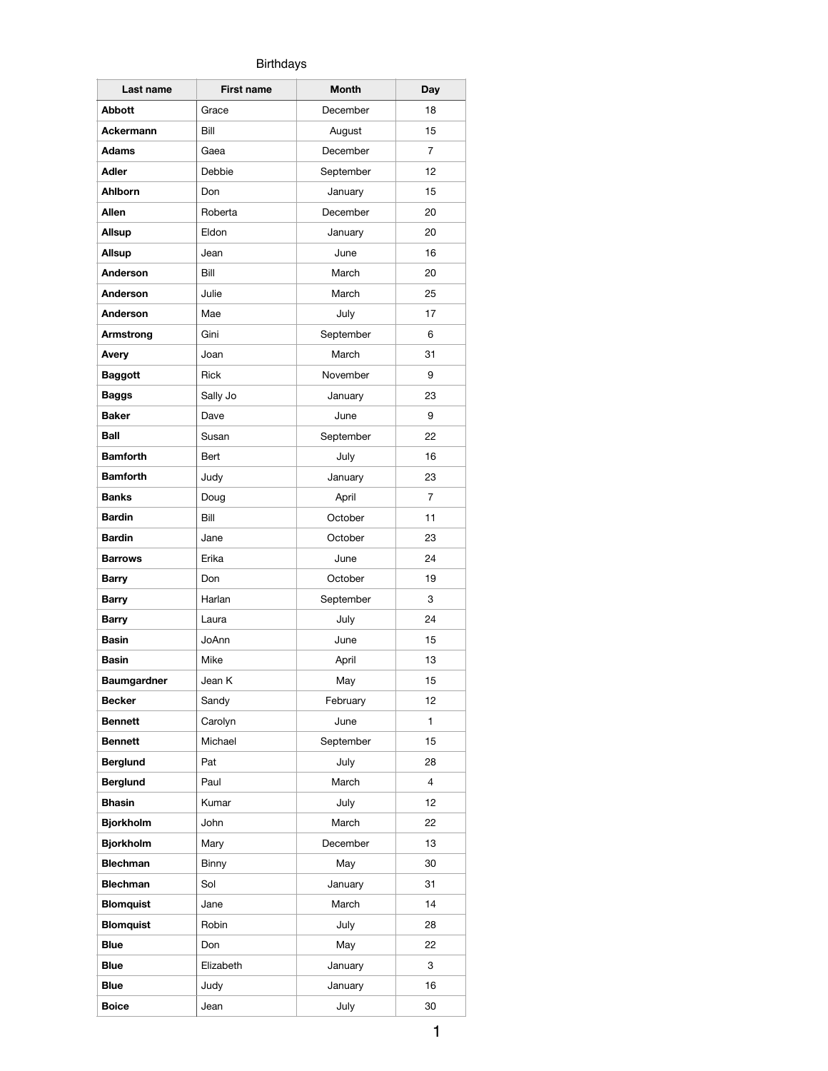Birthdays

| Last name | First name | Month | Day |
|---|---|---|---|
| **Abbott** | Grace | December | 18 |
| **Ackermann** | Bill | August | 15 |
| **Adams** | Gaea | December | 7 |
| **Adler** | Debbie | September | 12 |
| **Ahlborn** | Don | January | 15 |
| **Allen** | Roberta | December | 20 |
| **Allsup** | Eldon | January | 20 |
| **Allsup** | Jean | June | 16 |
| **Anderson** | Bill | March | 20 |
| **Anderson** | Julie | March | 25 |
| **Anderson** | Mae | July | 17 |
| **Armstrong** | Gini | September | 6 |
| **Avery** | Joan | March | 31 |
| **Baggott** | Rick | November | 9 |
| **Baggs** | Sally Jo | January | 23 |
| **Baker** | Dave | June | 9 |
| **Ball** | Susan | September | 22 |
| **Bamforth** | Bert | July | 16 |
| **Bamforth** | Judy | January | 23 |
| **Banks** | Doug | April | 7 |
| **Bardin** | Bill | October | 11 |
| **Bardin** | Jane | October | 23 |
| **Barrows** | Erika | June | 24 |
| **Barry** | Don | October | 19 |
| **Barry** | Harlan | September | 3 |
| **Barry** | Laura | July | 24 |
| **Basin** | JoAnn | June | 15 |
| **Basin** | Mike | April | 13 |
| **Baumgardner** | Jean K | May | 15 |
| **Becker** | Sandy | February | 12 |
| **Bennett** | Carolyn | June | 1 |
| **Bennett** | Michael | September | 15 |
| **Berglund** | Pat | July | 28 |
| **Berglund** | Paul | March | 4 |
| **Bhasin** | Kumar | July | 12 |
| **Bjorkholm** | John | March | 22 |
| **Bjorkholm** | Mary | December | 13 |
| **Blechman** | Binny | May | 30 |
| **Blechman** | Sol | January | 31 |
| **Blomquist** | Jane | March | 14 |
| **Blomquist** | Robin | July | 28 |
| **Blue** | Don | May | 22 |
| **Blue** | Elizabeth | January | 3 |
| **Blue** | Judy | January | 16 |
| **Boice** | Jean | July | 30 |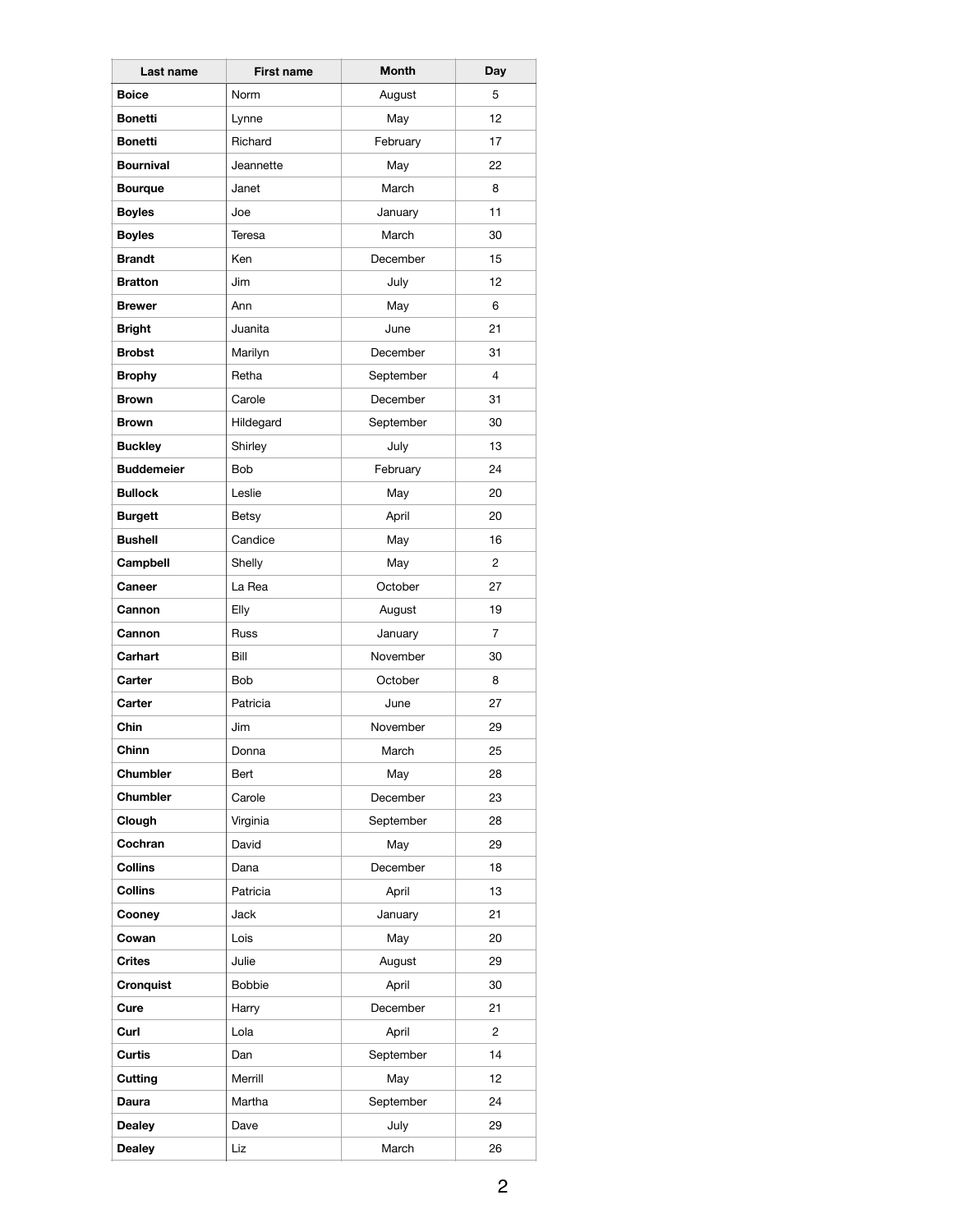| Last name | First name | Month | Day |
| --- | --- | --- | --- |
| **Boice** | Norm | August | 5 |
| **Bonetti** | Lynne | May | 12 |
| **Bonetti** | Richard | February | 17 |
| **Bournival** | Jeannette | May | 22 |
| **Bourque** | Janet | March | 8 |
| **Boyles** | Joe | January | 11 |
| **Boyles** | Teresa | March | 30 |
| **Brandt** | Ken | December | 15 |
| **Bratton** | Jim | July | 12 |
| **Brewer** | Ann | May | 6 |
| **Bright** | Juanita | June | 21 |
| **Brobst** | Marilyn | December | 31 |
| **Brophy** | Retha | September | 4 |
| **Brown** | Carole | December | 31 |
| **Brown** | Hildegard | September | 30 |
| **Buckley** | Shirley | July | 13 |
| **Buddemeier** | Bob | February | 24 |
| **Bullock** | Leslie | May | 20 |
| **Burgett** | Betsy | April | 20 |
| **Bushell** | Candice | May | 16 |
| **Campbell** | Shelly | May | 2 |
| **Caneer** | La Rea | October | 27 |
| **Cannon** | Elly | August | 19 |
| **Cannon** | Russ | January | 7 |
| **Carhart** | Bill | November | 30 |
| **Carter** | Bob | October | 8 |
| **Carter** | Patricia | June | 27 |
| **Chin** | Jim | November | 29 |
| **Chinn** | Donna | March | 25 |
| **Chumbler** | Bert | May | 28 |
| **Chumbler** | Carole | December | 23 |
| **Clough** | Virginia | September | 28 |
| **Cochran** | David | May | 29 |
| **Collins** | Dana | December | 18 |
| **Collins** | Patricia | April | 13 |
| **Cooney** | Jack | January | 21 |
| **Cowan** | Lois | May | 20 |
| **Crites** | Julie | August | 29 |
| **Cronquist** | Bobbie | April | 30 |
| **Cure** | Harry | December | 21 |
| **Curl** | Lola | April | 2 |
| **Curtis** | Dan | September | 14 |
| **Cutting** | Merrill | May | 12 |
| **Daura** | Martha | September | 24 |
| **Dealey** | Dave | July | 29 |
| **Dealey** | Liz | March | 26 |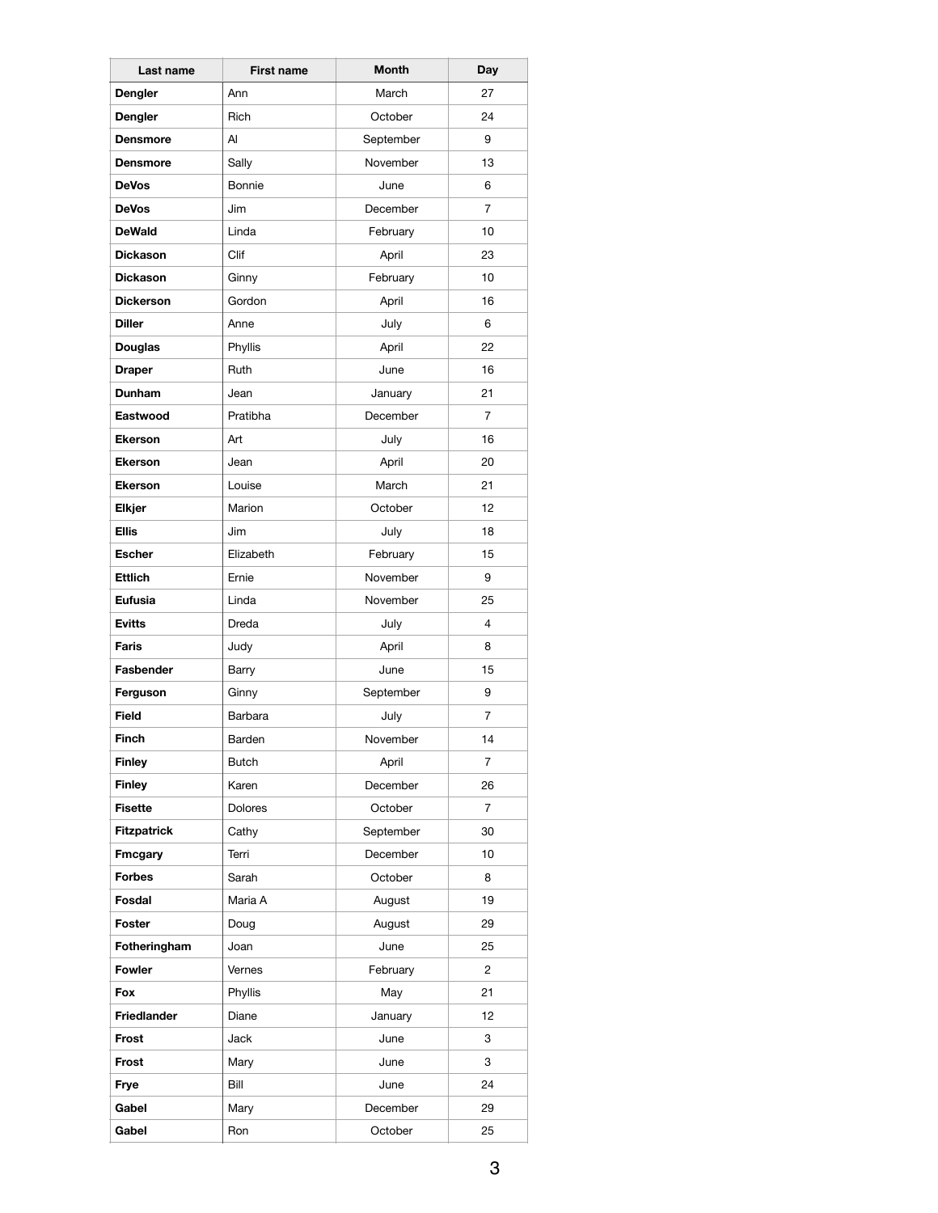| Last name | First name | Month | Day |
|---|---|---|---|
| **Dengler** | Ann | March | 27 |
| **Dengler** | Rich | October | 24 |
| **Densmore** | Al | September | 9 |
| **Densmore** | Sally | November | 13 |
| **DeVos** | Bonnie | June | 6 |
| **DeVos** | Jim | December | 7 |
| **DeWald** | Linda | February | 10 |
| **Dickason** | Clif | April | 23 |
| **Dickason** | Ginny | February | 10 |
| **Dickerson** | Gordon | April | 16 |
| **Diller** | Anne | July | 6 |
| **Douglas** | Phyllis | April | 22 |
| **Draper** | Ruth | June | 16 |
| **Dunham** | Jean | January | 21 |
| **Eastwood** | Pratibha | December | 7 |
| **Ekerson** | Art | July | 16 |
| **Ekerson** | Jean | April | 20 |
| **Ekerson** | Louise | March | 21 |
| **Elkjer** | Marion | October | 12 |
| **Ellis** | Jim | July | 18 |
| **Escher** | Elizabeth | February | 15 |
| **Ettlich** | Ernie | November | 9 |
| **Eufusia** | Linda | November | 25 |
| **Evitts** | Dreda | July | 4 |
| **Faris** | Judy | April | 8 |
| **Fasbender** | Barry | June | 15 |
| **Ferguson** | Ginny | September | 9 |
| **Field** | Barbara | July | 7 |
| **Finch** | Barden | November | 14 |
| **Finley** | Butch | April | 7 |
| **Finley** | Karen | December | 26 |
| **Fisette** | Dolores | October | 7 |
| **Fitzpatrick** | Cathy | September | 30 |
| **Fmcgary** | Terri | December | 10 |
| **Forbes** | Sarah | October | 8 |
| **Fosdal** | Maria A | August | 19 |
| **Foster** | Doug | August | 29 |
| **Fotheringham** | Joan | June | 25 |
| **Fowler** | Vernes | February | 2 |
| **Fox** | Phyllis | May | 21 |
| **Friedlander** | Diane | January | 12 |
| **Frost** | Jack | June | 3 |
| **Frost** | Mary | June | 3 |
| **Frye** | Bill | June | 24 |
| **Gabel** | Mary | December | 29 |
| **Gabel** | Ron | October | 25 |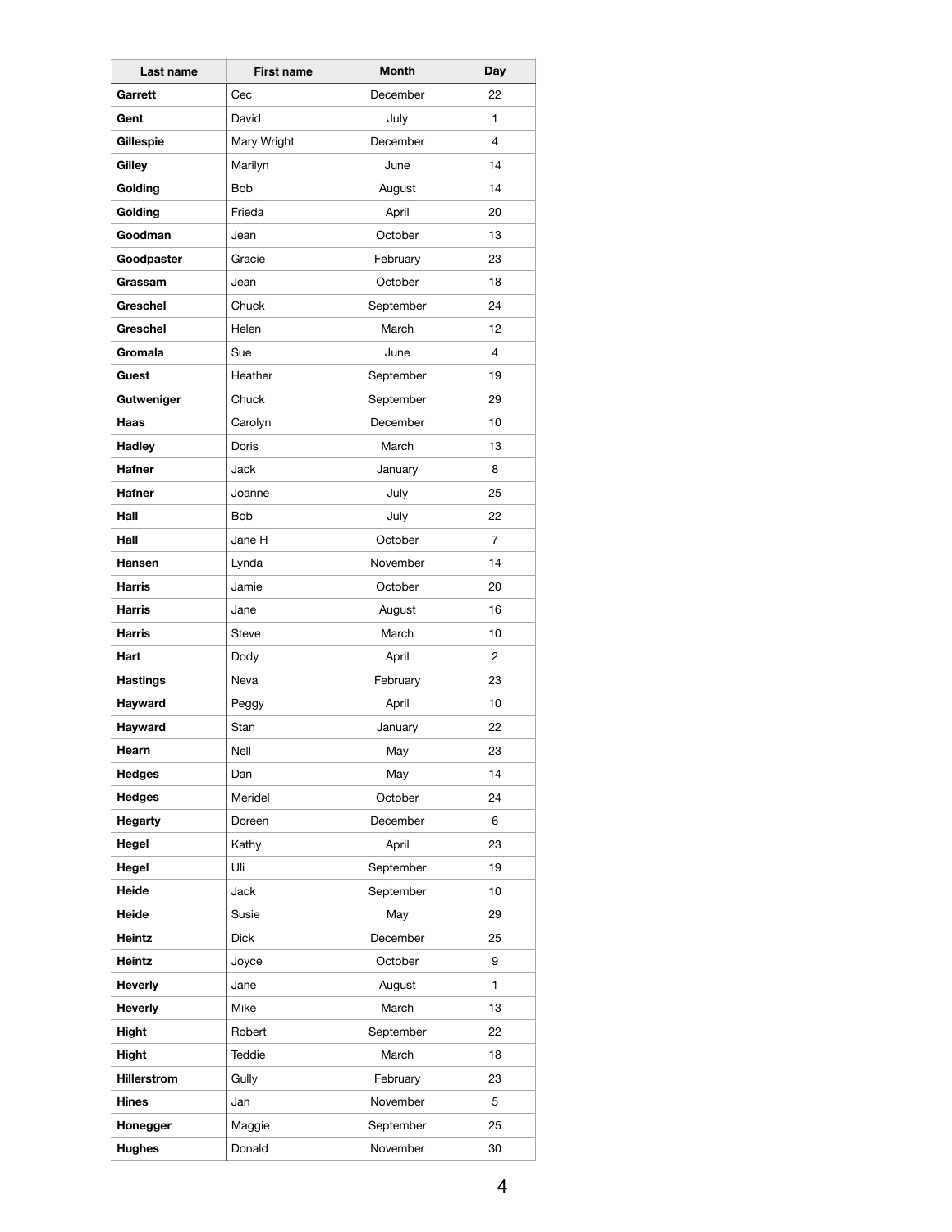| Last name | First name | Month | Day |
|---|---|---|---|
| **Garrett** | Cec | December | 22 |
| **Gent** | David | July | 1 |
| **Gillespie** | Mary Wright | December | 4 |
| **Gilley** | Marilyn | June | 14 |
| **Golding** | Bob | August | 14 |
| **Golding** | Frieda | April | 20 |
| **Goodman** | Jean | October | 13 |
| **Goodpaster** | Gracie | February | 23 |
| **Grassam** | Jean | October | 18 |
| **Greschel** | Chuck | September | 24 |
| **Greschel** | Helen | March | 12 |
| **Gromala** | Sue | June | 4 |
| **Guest** | Heather | September | 19 |
| **Gutweniger** | Chuck | September | 29 |
| **Haas** | Carolyn | December | 10 |
| **Hadley** | Doris | March | 13 |
| **Hafner** | Jack | January | 8 |
| **Hafner** | Joanne | July | 25 |
| **Hall** | Bob | July | 22 |
| **Hall** | Jane H | October | 7 |
| **Hansen** | Lynda | November | 14 |
| **Harris** | Jamie | October | 20 |
| **Harris** | Jane | August | 16 |
| **Harris** | Steve | March | 10 |
| **Hart** | Dody | April | 2 |
| **Hastings** | Neva | February | 23 |
| **Hayward** | Peggy | April | 10 |
| **Hayward** | Stan | January | 22 |
| **Hearn** | Nell | May | 23 |
| **Hedges** | Dan | May | 14 |
| **Hedges** | Meridel | October | 24 |
| **Hegarty** | Doreen | December | 6 |
| **Hegel** | Kathy | April | 23 |
| **Hegel** | Uli | September | 19 |
| **Heide** | Jack | September | 10 |
| **Heide** | Susie | May | 29 |
| **Heintz** | Dick | December | 25 |
| **Heintz** | Joyce | October | 9 |
| **Heverly** | Jane | August | 1 |
| **Heverly** | Mike | March | 13 |
| **Hight** | Robert | September | 22 |
| **Hight** | Teddie | March | 18 |
| **Hillerstrom** | Gully | February | 23 |
| **Hines** | Jan | November | 5 |
| **Honegger** | Maggie | September | 25 |
| **Hughes** | Donald | November | 30 |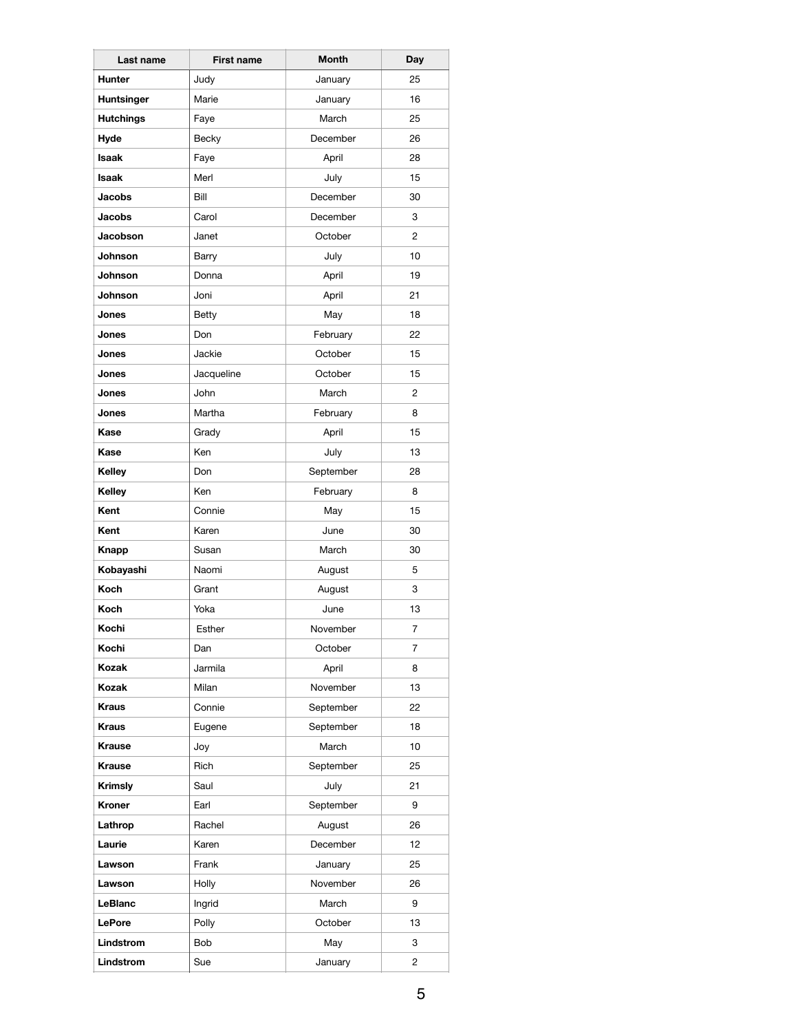| Last name | First name | Month | Day |
| --- | --- | --- | --- |
| **Hunter** | Judy | January | 25 |
| **Huntsinger** | Marie | January | 16 |
| **Hutchings** | Faye | March | 25 |
| **Hyde** | Becky | December | 26 |
| **Isaak** | Faye | April | 28 |
| **Isaak** | Merl | July | 15 |
| **Jacobs** | Bill | December | 30 |
| **Jacobs** | Carol | December | 3 |
| **Jacobson** | Janet | October | 2 |
| **Johnson** | Barry | July | 10 |
| **Johnson** | Donna | April | 19 |
| **Johnson** | Joni | April | 21 |
| **Jones** | Betty | May | 18 |
| **Jones** | Don | February | 22 |
| **Jones** | Jackie | October | 15 |
| **Jones** | Jacqueline | October | 15 |
| **Jones** | John | March | 2 |
| **Jones** | Martha | February | 8 |
| **Kase** | Grady | April | 15 |
| **Kase** | Ken | July | 13 |
| **Kelley** | Don | September | 28 |
| **Kelley** | Ken | February | 8 |
| **Kent** | Connie | May | 15 |
| **Kent** | Karen | June | 30 |
| **Knapp** | Susan | March | 30 |
| **Kobayashi** | Naomi | August | 5 |
| **Koch** | Grant | August | 3 |
| **Koch** | Yoka | June | 13 |
| **Kochi** | Esther | November | 7 |
| **Kochi** | Dan | October | 7 |
| **Kozak** | Jarmila | April | 8 |
| **Kozak** | Milan | November | 13 |
| **Kraus** | Connie | September | 22 |
| **Kraus** | Eugene | September | 18 |
| **Krause** | Joy | March | 10 |
| **Krause** | Rich | September | 25 |
| **Krimsly** | Saul | July | 21 |
| **Kroner** | Earl | September | 9 |
| **Lathrop** | Rachel | August | 26 |
| **Laurie** | Karen | December | 12 |
| **Lawson** | Frank | January | 25 |
| **Lawson** | Holly | November | 26 |
| **LeBlanc** | Ingrid | March | 9 |
| **LePore** | Polly | October | 13 |
| **Lindstrom** | Bob | May | 3 |
| **Lindstrom** | Sue | January | 2 |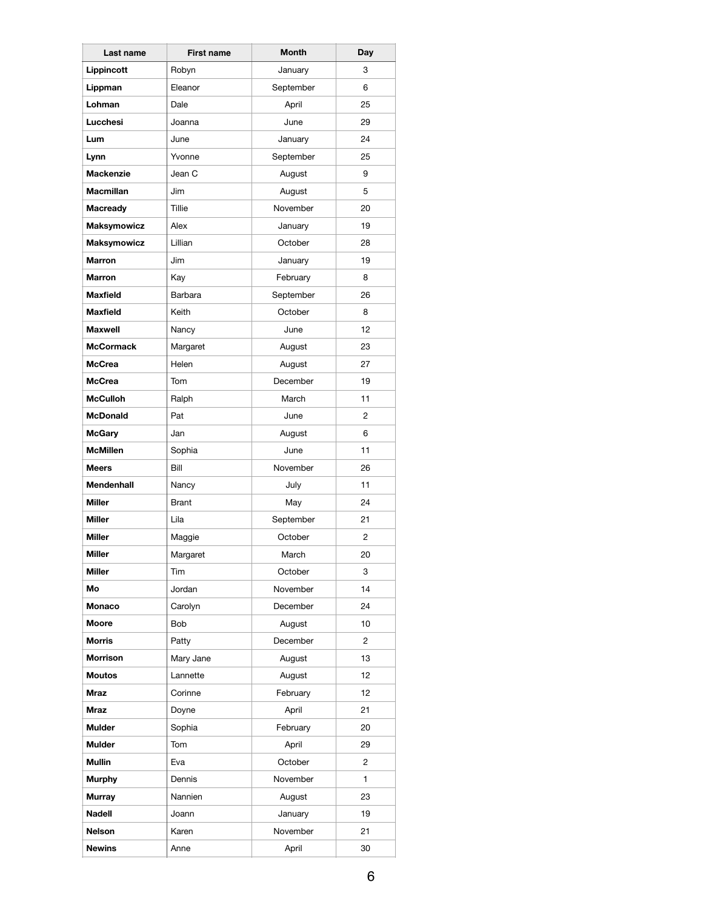| Last name | First name | Month | Day |
|---|---|---|---|
| **Lippincott** | Robyn | January | 3 |
| **Lippman** | Eleanor | September | 6 |
| **Lohman** | Dale | April | 25 |
| **Lucchesi** | Joanna | June | 29 |
| **Lum** | June | January | 24 |
| **Lynn** | Yvonne | September | 25 |
| **Mackenzie** | Jean C | August | 9 |
| **Macmillan** | Jim | August | 5 |
| **Macready** | Tillie | November | 20 |
| **Maksymowicz** | Alex | January | 19 |
| **Maksymowicz** | Lillian | October | 28 |
| **Marron** | Jim | January | 19 |
| **Marron** | Kay | February | 8 |
| **Maxfield** | Barbara | September | 26 |
| **Maxfield** | Keith | October | 8 |
| **Maxwell** | Nancy | June | 12 |
| **McCormack** | Margaret | August | 23 |
| **McCrea** | Helen | August | 27 |
| **McCrea** | Tom | December | 19 |
| **McCulloh** | Ralph | March | 11 |
| **McDonald** | Pat | June | 2 |
| **McGary** | Jan | August | 6 |
| **McMillen** | Sophia | June | 11 |
| **Meers** | Bill | November | 26 |
| **Mendenhall** | Nancy | July | 11 |
| **Miller** | Brant | May | 24 |
| **Miller** | Lila | September | 21 |
| **Miller** | Maggie | October | 2 |
| **Miller** | Margaret | March | 20 |
| **Miller** | Tim | October | 3 |
| **Mo** | Jordan | November | 14 |
| **Monaco** | Carolyn | December | 24 |
| **Moore** | Bob | August | 10 |
| **Morris** | Patty | December | 2 |
| **Morrison** | Mary Jane | August | 13 |
| **Moutos** | Lannette | August | 12 |
| **Mraz** | Corinne | February | 12 |
| **Mraz** | Doyne | April | 21 |
| **Mulder** | Sophia | February | 20 |
| **Mulder** | Tom | April | 29 |
| **Mullin** | Eva | October | 2 |
| **Murphy** | Dennis | November | 1 |
| **Murray** | Nannien | August | 23 |
| **Nadell** | Joann | January | 19 |
| **Nelson** | Karen | November | 21 |
| **Newins** | Anne | April | 30 |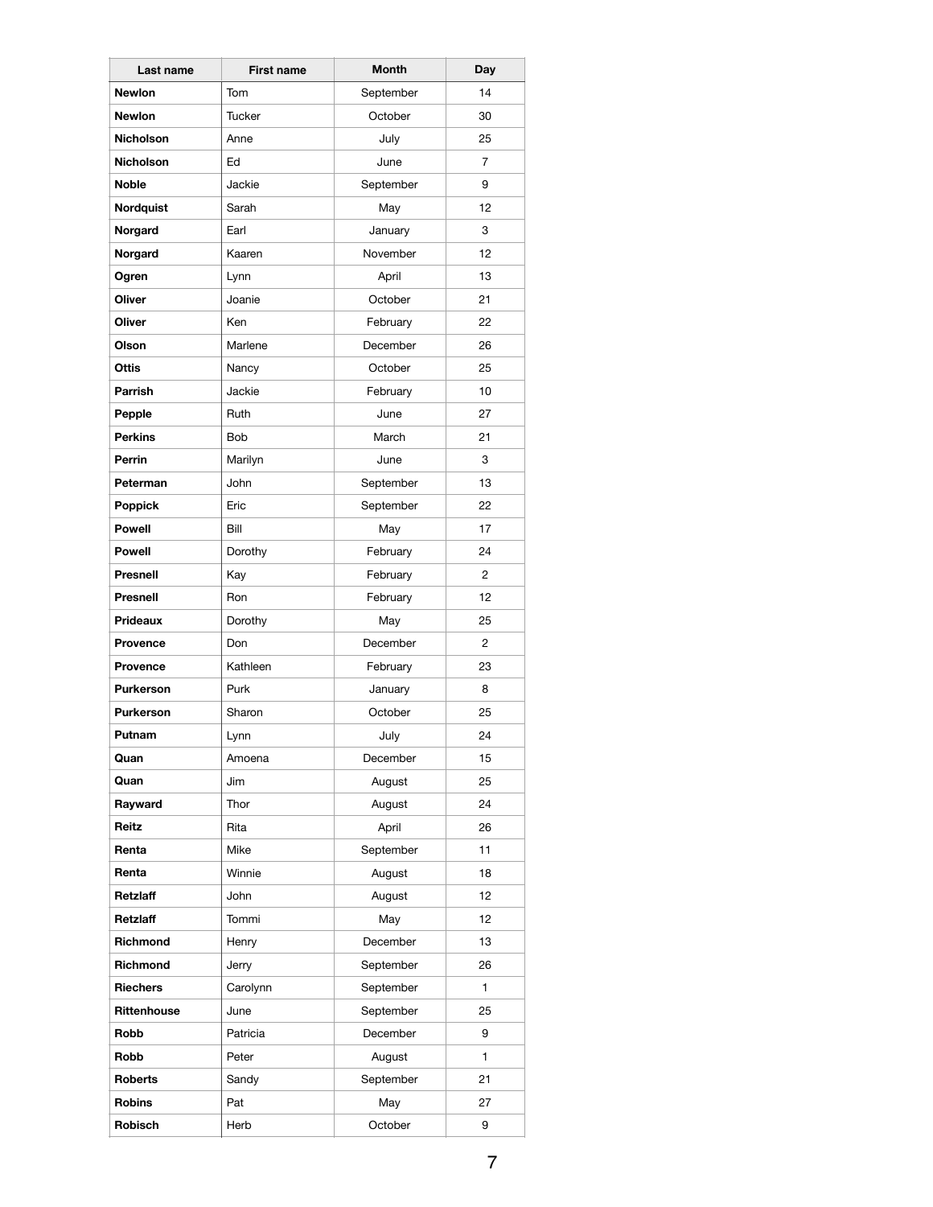| Last name | First name | Month | Day |
|---|---|---|---|
| **Newlon** | Tom | September | 14 |
| **Newlon** | Tucker | October | 30 |
| **Nicholson** | Anne | July | 25 |
| **Nicholson** | Ed | June | 7 |
| **Noble** | Jackie | September | 9 |
| **Nordquist** | Sarah | May | 12 |
| **Norgard** | Earl | January | 3 |
| **Norgard** | Kaaren | November | 12 |
| **Ogren** | Lynn | April | 13 |
| **Oliver** | Joanie | October | 21 |
| **Oliver** | Ken | February | 22 |
| **Olson** | Marlene | December | 26 |
| **Ottis** | Nancy | October | 25 |
| **Parrish** | Jackie | February | 10 |
| **Pepple** | Ruth | June | 27 |
| **Perkins** | Bob | March | 21 |
| **Perrin** | Marilyn | June | 3 |
| **Peterman** | John | September | 13 |
| **Poppick** | Eric | September | 22 |
| **Powell** | Bill | May | 17 |
| **Powell** | Dorothy | February | 24 |
| **Presnell** | Kay | February | 2 |
| **Presnell** | Ron | February | 12 |
| **Prideaux** | Dorothy | May | 25 |
| **Provence** | Don | December | 2 |
| **Provence** | Kathleen | February | 23 |
| **Purkerson** | Purk | January | 8 |
| **Purkerson** | Sharon | October | 25 |
| **Putnam** | Lynn | July | 24 |
| **Quan** | Amoena | December | 15 |
| **Quan** | Jim | August | 25 |
| **Rayward** | Thor | August | 24 |
| **Reitz** | Rita | April | 26 |
| **Renta** | Mike | September | 11 |
| **Renta** | Winnie | August | 18 |
| **Retzlaff** | John | August | 12 |
| **Retzlaff** | Tommi | May | 12 |
| **Richmond** | Henry | December | 13 |
| **Richmond** | Jerry | September | 26 |
| **Riechers** | Carolynn | September | 1 |
| **Rittenhouse** | June | September | 25 |
| **Robb** | Patricia | December | 9 |
| **Robb** | Peter | August | 1 |
| **Roberts** | Sandy | September | 21 |
| **Robins** | Pat | May | 27 |
| **Robisch** | Herb | October | 9 |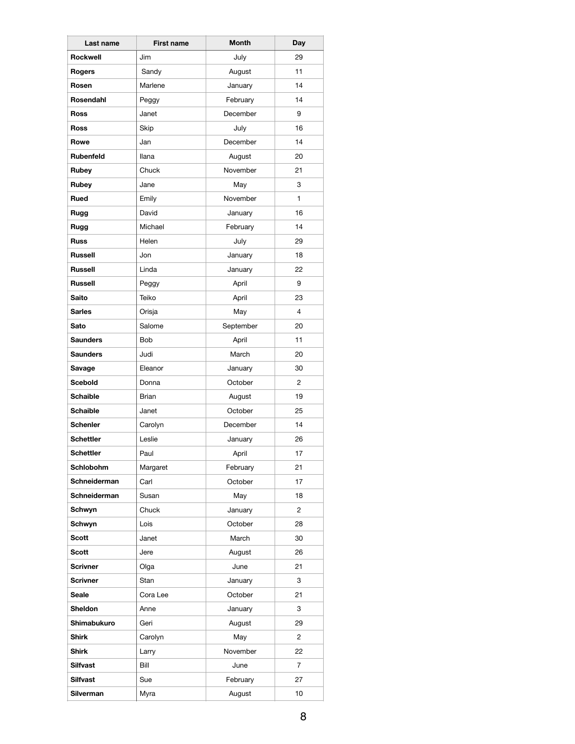| Last name | First name | Month | Day |
|---|---|---|---|
| **Rockwell** | Jim | July | 29 |
| **Rogers** | Sandy | August | 11 |
| **Rosen** | Marlene | January | 14 |
| **Rosendahl** | Peggy | February | 14 |
| **Ross** | Janet | December | 9 |
| **Ross** | Skip | July | 16 |
| **Rowe** | Jan | December | 14 |
| **Rubenfeld** | Ilana | August | 20 |
| **Rubey** | Chuck | November | 21 |
| **Rubey** | Jane | May | 3 |
| **Rued** | Emily | November | 1 |
| **Rugg** | David | January | 16 |
| **Rugg** | Michael | February | 14 |
| **Russ** | Helen | July | 29 |
| **Russell** | Jon | January | 18 |
| **Russell** | Linda | January | 22 |
| **Russell** | Peggy | April | 9 |
| **Saito** | Teiko | April | 23 |
| **Sarles** | Orisja | May | 4 |
| **Sato** | Salome | September | 20 |
| **Saunders** | Bob | April | 11 |
| **Saunders** | Judi | March | 20 |
| **Savage** | Eleanor | January | 30 |
| **Scebold** | Donna | October | 2 |
| **Schaible** | Brian | August | 19 |
| **Schaible** | Janet | October | 25 |
| **Schenler** | Carolyn | December | 14 |
| **Schettler** | Leslie | January | 26 |
| **Schettler** | Paul | April | 17 |
| **Schlobohm** | Margaret | February | 21 |
| **Schneiderman** | Carl | October | 17 |
| **Schneiderman** | Susan | May | 18 |
| **Schwyn** | Chuck | January | 2 |
| **Schwyn** | Lois | October | 28 |
| **Scott** | Janet | March | 30 |
| **Scott** | Jere | August | 26 |
| **Scrivner** | Olga | June | 21 |
| **Scrivner** | Stan | January | 3 |
| **Seale** | Cora Lee | October | 21 |
| **Sheldon** | Anne | January | 3 |
| **Shimabukuro** | Geri | August | 29 |
| **Shirk** | Carolyn | May | 2 |
| **Shirk** | Larry | November | 22 |
| **Silfvast** | Bill | June | 7 |
| **Silfvast** | Sue | February | 27 |
| **Silverman** | Myra | August | 10 |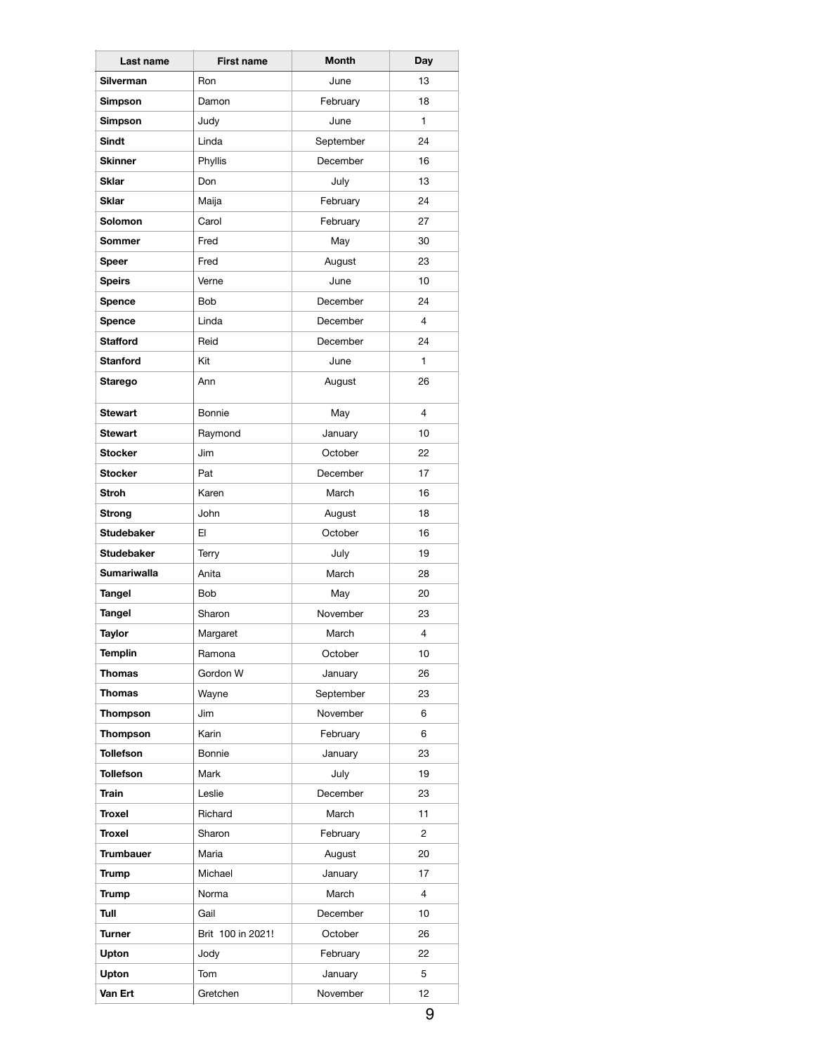| Last name | First name | Month | Day |
|---|---|---|---|
| **Silverman** | Ron | June | 13 |
| **Simpson** | Damon | February | 18 |
| **Simpson** | Judy | June | 1 |
| **Sindt** | Linda | September | 24 |
| **Skinner** | Phyllis | December | 16 |
| **Sklar** | Don | July | 13 |
| **Sklar** | Maija | February | 24 |
| **Solomon** | Carol | February | 27 |
| **Sommer** | Fred | May | 30 |
| **Speer** | Fred | August | 23 |
| **Speirs** | Verne | June | 10 |
| **Spence** | Bob | December | 24 |
| **Spence** | Linda | December | 4 |
| **Stafford** | Reid | December | 24 |
| **Stanford** | Kit | June | 1 |
| **Starego** | Ann | August | 26 |
| **Stewart** | Bonnie | May | 4 |
| **Stewart** | Raymond | January | 10 |
| **Stocker** | Jim | October | 22 |
| **Stocker** | Pat | December | 17 |
| **Stroh** | Karen | March | 16 |
| **Strong** | John | August | 18 |
| **Studebaker** | El | October | 16 |
| **Studebaker** | Terry | July | 19 |
| **Sumariwalla** | Anita | March | 28 |
| **Tangel** | Bob | May | 20 |
| **Tangel** | Sharon | November | 23 |
| **Taylor** | Margaret | March | 4 |
| **Templin** | Ramona | October | 10 |
| **Thomas** | Gordon W | January | 26 |
| **Thomas** | Wayne | September | 23 |
| **Thompson** | Jim | November | 6 |
| **Thompson** | Karin | February | 6 |
| **Tollefson** | Bonnie | January | 23 |
| **Tollefson** | Mark | July | 19 |
| **Train** | Leslie | December | 23 |
| **Troxel** | Richard | March | 11 |
| **Troxel** | Sharon | February | 2 |
| **Trumbauer** | Maria | August | 20 |
| **Trump** | Michael | January | 17 |
| **Trump** | Norma | March | 4 |
| **Tull** | Gail | December | 10 |
| **Turner** | Brit 100 in 2021! | October | 26 |
| **Upton** | Jody | February | 22 |
| **Upton** | Tom | January | 5 |
| **Van Ert** | Gretchen | November | 12 |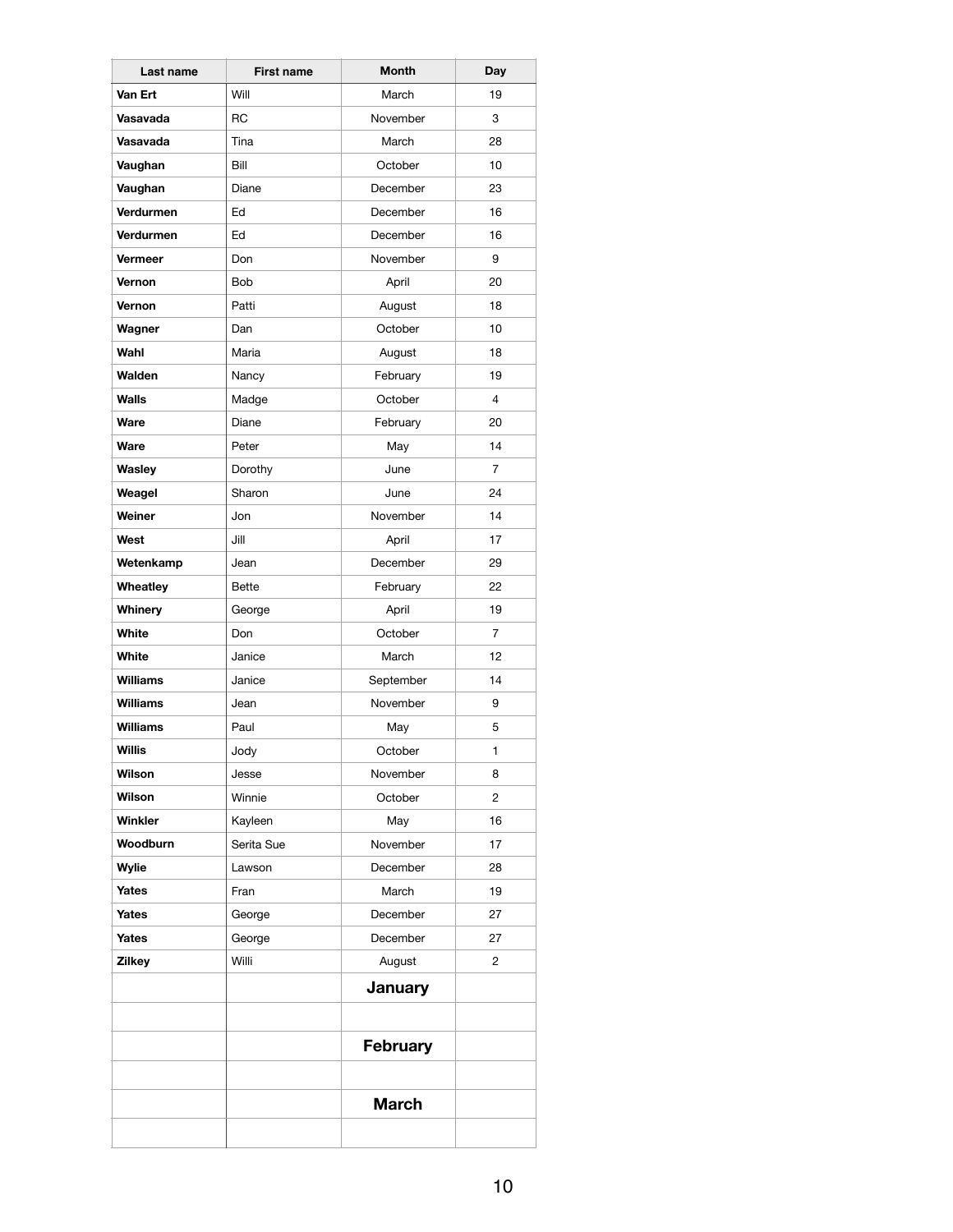| Last name | First name | Month | Day |
| --- | --- | --- | --- |
| **Van Ert** | Will | March | 19 |
| **Vasavada** | RC | November | 3 |
| **Vasavada** | Tina | March | 28 |
| **Vaughan** | Bill | October | 10 |
| **Vaughan** | Diane | December | 23 |
| **Verdurmen** | Ed | December | 16 |
| **Verdurmen** | Ed | December | 16 |
| **Vermeer** | Don | November | 9 |
| **Vernon** | Bob | April | 20 |
| **Vernon** | Patti | August | 18 |
| **Wagner** | Dan | October | 10 |
| **Wahl** | Maria | August | 18 |
| **Walden** | Nancy | February | 19 |
| **Walls** | Madge | October | 4 |
| **Ware** | Diane | February | 20 |
| **Ware** | Peter | May | 14 |
| **Wasley** | Dorothy | June | 7 |
| **Weagel** | Sharon | June | 24 |
| **Weiner** | Jon | November | 14 |
| **West** | Jill | April | 17 |
| **Wetenkamp** | Jean | December | 29 |
| **Wheatley** | Bette | February | 22 |
| **Whinery** | George | April | 19 |
| **White** | Don | October | 7 |
| **White** | Janice | March | 12 |
| **Williams** | Janice | September | 14 |
| **Williams** | Jean | November | 9 |
| **Williams** | Paul | May | 5 |
| **Willis** | Jody | October | 1 |
| **Wilson** | Jesse | November | 8 |
| **Wilson** | Winnie | October | 2 |
| **Winkler** | Kayleen | May | 16 |
| **Woodburn** | Serita Sue | November | 17 |
| **Wylie** | Lawson | December | 28 |
| **Yates** | Fran | March | 19 |
| **Yates** | George | December | 27 |
| **Yates** | George | December | 27 |
| **Zilkey** | Willi | August | 2 |
| | | **January** | |
| | | | |
| | | **February** | |
| | | | |
| | | **March** | |
| | | | |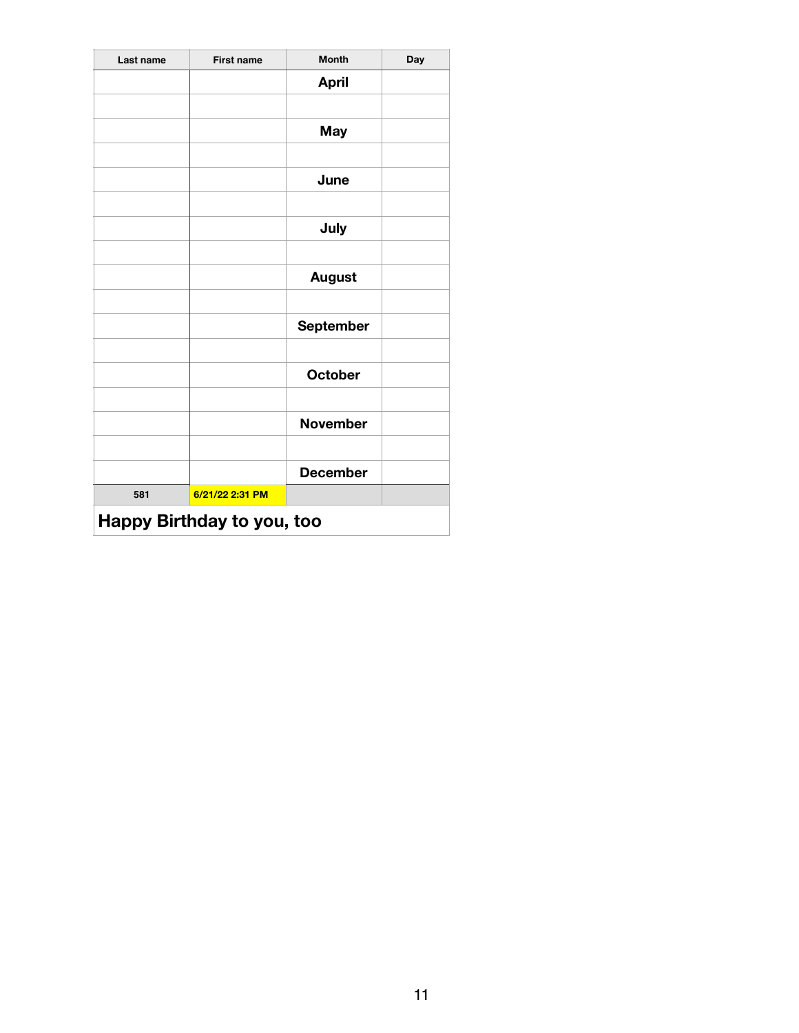| Last name | First name | Month | Day |
| --- | --- | --- | --- |
| | | **April** | |
| | | | |
| | | **May** | |
| | | | |
| | | **June** | |
| | | | |
| | | **July** | |
| | | | |
| | | **August** | |
| | | | |
| | | **September** | |
| | | | |
| | | **October** | |
| | | | |
| | | **November** | |
| | | | |
| | | **December** | |
| 581 | 6/21/22 2:31 PM | | |

**Happy Birthday to you, too**